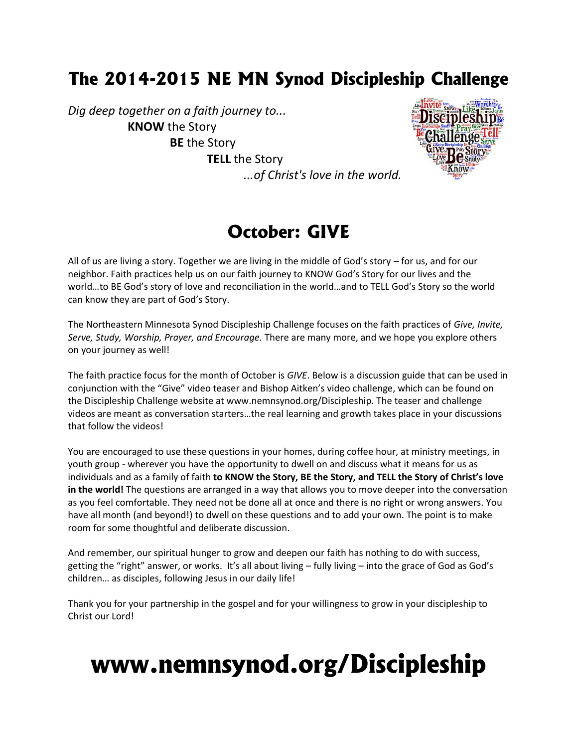# The 2014-2015 NE MN Synod Discipleship Challenge

*Dig deep together on a faith journey to...*

**KNOW** the Story

**BE** the Story

**TELL** the Story

*...of Christ's love in the world.*

## October: GIVE

All of us are living a story. Together we are living in the middle of God's story – for us, and for our neighbor. Faith practices help us on our faith journey to KNOW God's Story for our lives and the world…to BE God's story of love and reconciliation in the world…and to TELL God's Story so the world can know they are part of God's Story.

The Northeastern Minnesota Synod Discipleship Challenge focuses on the faith practices of *Give, Invite, Serve, Study, Worship, Prayer, and Encourage.* There are many more, and we hope you explore others on your journey as well!

The faith practice focus for the month of October is *GIVE*. Below is a discussion guide that can be used in conjunction with the "Give" video teaser and Bishop Aitken's video challenge, which can be found on the Discipleship Challenge website at www.nemnsynod.org/Discipleship. The teaser and challenge videos are meant as conversation starters…the real learning and growth takes place in your discussions that follow the videos!

You are encouraged to use these questions in your homes, during coffee hour, at ministry meetings, in youth group - wherever you have the opportunity to dwell on and discuss what it means for us as individuals and as a family of faith **to KNOW the Story, BE the Story, and TELL the Story of Christ's love in the world!** The questions are arranged in a way that allows you to move deeper into the conversation as you feel comfortable. They need not be done all at once and there is no right or wrong answers. You have all month (and beyond!) to dwell on these questions and to add your own. The point is to make room for some thoughtful and deliberate discussion.

And remember, our spiritual hunger to grow and deepen our faith has nothing to do with success, getting the "right" answer, or works. It's all about living – fully living – into the grace of God as God's children… as disciples, following Jesus in our daily life!

Thank you for your partnership in the gospel and for your willingness to grow in your discipleship to Christ our Lord!

# www.nemnsynod.org/Discipleship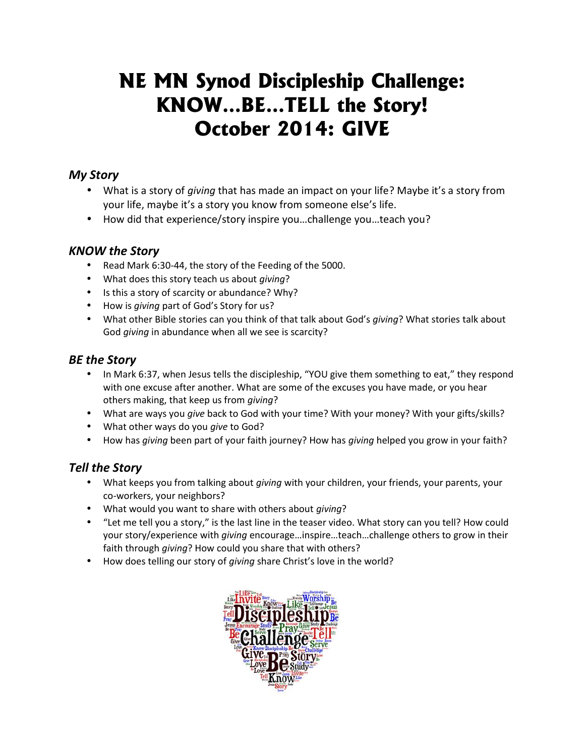# NE MN Synod Discipleship Challenge: KNOW…BE…TELL the Story! October 2014: GIVE

### *My Story*

- What is a story of *giving* that has made an impact on your life? Maybe it's a story from your life, maybe it's a story you know from someone else's life.
- How did that experience/story inspire you…challenge you…teach you?

### *KNOW the Story*

- Read Mark 6:30-44, the story of the Feeding of the 5000.
- What does this story teach us about *giving*?
- Is this a story of scarcity or abundance? Why?
- How is *giving* part of God's Story for us?
- What other Bible stories can you think of that talk about God's *giving*? What stories talk about God *giving* in abundance when all we see is scarcity?

### *BE the Story*

- In Mark 6:37, when Jesus tells the discipleship, "YOU give them something to eat," they respond with one excuse after another. What are some of the excuses you have made, or you hear others making, that keep us from *giving*?
- What are ways you *give* back to God with your time? With your money? With your gifts/skills?
- What other ways do you *give* to God?
- How has *giving* been part of your faith journey? How has *giving* helped you grow in your faith?

### *Tell the Story*

- What keeps you from talking about *giving* with your children, your friends, your parents, your co-workers, your neighbors?
- What would you want to share with others about *giving*?
- "Let me tell you a story," is the last line in the teaser video. What story can you tell? How could your story/experience with *giving* encourage…inspire…teach…challenge others to grow in their faith through *giving*? How could you share that with others?
- How does telling our story of *giving* share Christ's love in the world?